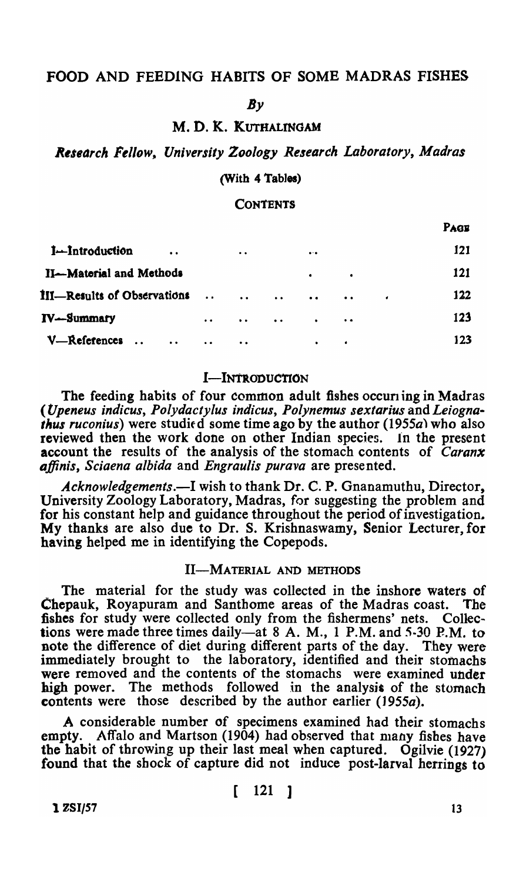# FOOD AND FEEDING HABITS OF SOME MADRAS FISHES

*By*

M. D. K. KUTHALINGAM

*Research Fellow, University Zoology Research Laboratory, Madras*

(With 4 Tables)

## CONTENTS

| | PAGE |
|---|---|
| I—Introduction | 121 |
| II—Material and Methods | 121 |
| III—Results of Observations | 122 |
| IV—Summary | 123 |
| V—References | 123 |

## I—INTRODUCTION

The feeding habits of four common adult fishes occurring in Madras (*Upeneus indicus*, *Polydactylus indicus*, *Polynemus sextarius* and *Leiognathus ruconius*) were studied some time ago by the author (1955*a*) who also reviewed then the work done on other Indian species. In the present account the results of the analysis of the stomach contents of *Caranx affinis*, *Sciaena albida* and *Engraulis purava* are presented.

*Acknowledgements*.—I wish to thank Dr. C. P. Gnanamuthu, Director, University Zoology Laboratory, Madras, for suggesting the problem and for his constant help and guidance throughout the period of investigation. My thanks are also due to Dr. S. Krishnaswamy, Senior Lecturer, for having helped me in identifying the Copepods.

## II—MATERIAL AND METHODS

The material for the study was collected in the inshore waters of Chepauk, Royapuram and Santhome areas of the Madras coast. The fishes for study were collected only from the fishermens' nets. Collections were made three times daily—at 8 A. M., 1 P.M. and 5-30 P.M. to note the difference of diet during different parts of the day. They were immediately brought to the laboratory, identified and their stomachs were removed and the contents of the stomachs were examined under high power. The methods followed in the analysis of the stomach contents were those described by the author earlier (1955*a*).

A considerable number of specimens examined had their stomachs empty. Affalo and Martson (1904) had observed that many fishes have the habit of throwing up their last meal when captured. Ogilvie (1927) found that the shock of capture did not induce post-larval herrings to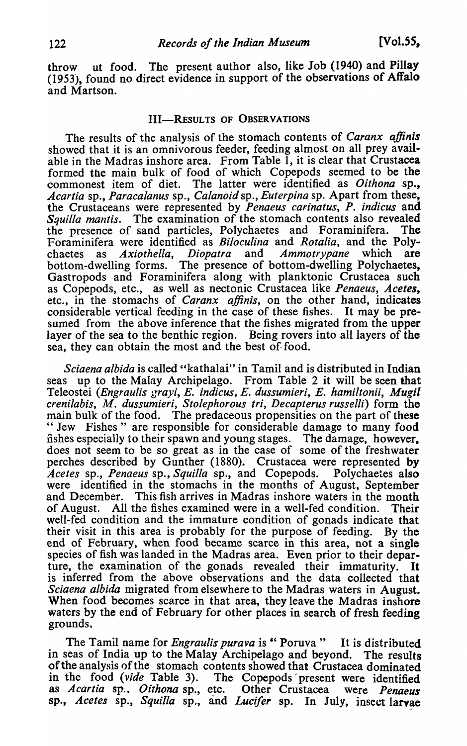throw ut food. The present author also, like Job (1940) and Pillay (1953), found no direct evidence in support of the observations of Affalo and Martson.

## III—RESULTS OF OBSERVATIONS

The results of the analysis of the stomach contents of *Caranx affinis* showed that it is an omnivorous feeder, feeding almost on all prey available in the Madras inshore area. From Table 1, it is clear that Crustacea formed the main bulk of food of which Copepods seemed to be the commonest item of diet. The latter were identified as *Oithona* sp., *Acartia* sp., *Paracalanus* sp., *Calanoid* sp., *Euterpina* sp. Apart from these, the Crustaceans were represented by *Penaeus carinatus*, *P. indicus* and *Squilla mantis*. The examination of the stomach contents also revealed the presence of sand particles, Polychaetes and Foraminifera. The Foraminifera were identified as *Biloculina* and *Rotalia*, and the Polychaetes as *Axiothella*, *Diopatra* and *Ammotrypane* which are bottom-dwelling forms. The presence of bottom-dwelling Polychaetes, Gastropods and Foraminifera along with planktonic Crustacea such as Copepods, etc., as well as nectonic Crustacea like *Penaeus*, *Acetes*, etc., in the stomachs of *Caranx affinis*, on the other hand, indicates considerable vertical feeding in the case of these fishes. It may be presumed from the above inference that the fishes migrated from the upper layer of the sea to the benthic region. Being rovers into all layers of the sea, they can obtain the most and the best of food.

*Sciaena albida* is called "kathalai" in Tamil and is distributed in Indian seas up to the Malay Archipelago. From Table 2 it will be seen that Teleostei (*Engraulis grayi*, *E. indicus*, *E. dussumieri*, *E. hamiltonii*, *Mugil crenilabis*, *M. dussumieri*, *Stolephorous tri*, *Decapterus russelli*) form the main bulk of the food. The predaceous propensities on the part of these " Jew Fishes " are responsible for considerable damage to many food fishes especially to their spawn and young stages. The damage, however, does not seem to be so great as in the case of some of the freshwater perches described by Gunther (1880). Crustacea were represented by *Acetes* sp., *Penaeus* sp., *Squilla* sp., and Copepods. Polychaetes also were identified in the stomachs in the months of August, September and December. This fish arrives in Madras inshore waters in the month of August. All the fishes examined were in a well-fed condition. Their well-fed condition and the immature condition of gonads indicate that their visit in this area is probably for the purpose of feeding. By the end of February, when food became scarce in this area, not a single species of fish was landed in the Madras area. Even prior to their departure, the examination of the gonads revealed their immaturity. It is inferred from the above observations and the data collected that *Sciaena albida* migrated from elsewhere to the Madras waters in August. When food becomes scarce in that area, they leave the Madras inshore waters by the end of February for other places in search of fresh feeding grounds.

The Tamil name for *Engraulis purava* is " Poruva " It is distributed in seas of India up to the Malay Archipelago and beyond. The results of the analysis of the stomach contents showed that Crustacea dominated in the food (*vide* Table 3). The Copepods present were identified as *Acartia* sp., *Oithona* sp., etc. Other Crustacea were *Penaeus* sp., *Acetes* sp., *Squilla* sp., and *Lucifer* sp. In July, insect larvae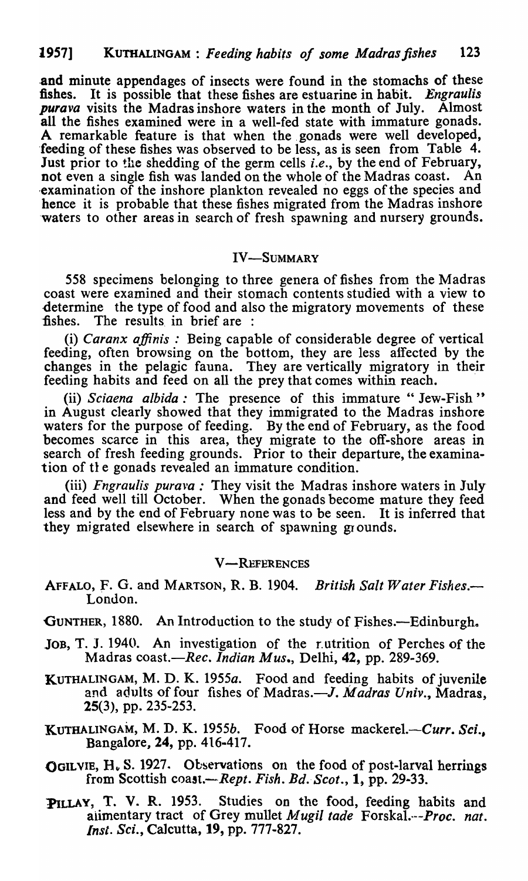and minute appendages of insects were found in the stomachs of these fishes. It is possible that these fishes are estuarine in habit. *Engraulis purava* visits the Madras inshore waters in the month of July. Almost all the fishes examined were in a well-fed state with immature gonads. A remarkable feature is that when the gonads were well developed, feeding of these fishes was observed to be less, as is seen from Table 4. Just prior to the shedding of the germ cells *i.e.*, by the end of February, not even a single fish was landed on the whole of the Madras coast. An examination of the inshore plankton revealed no eggs of the species and hence it is probable that these fishes migrated from the Madras inshore waters to other areas in search of fresh spawning and nursery grounds.

## IV—SUMMARY

558 specimens belonging to three genera of fishes from the Madras coast were examined and their stomach contents studied with a view to determine the type of food and also the migratory movements of these fishes. The results in brief are :

(i) *Caranx affinis* : Being capable of considerable degree of vertical feeding, often browsing on the bottom, they are less affected by the changes in the pelagic fauna. They are vertically migratory in their feeding habits and feed on all the prey that comes within reach.

(ii) *Sciaena albida* : The presence of this immature "Jew-Fish" in August clearly showed that they immigrated to the Madras inshore waters for the purpose of feeding. By the end of February, as the food becomes scarce in this area, they migrate to the off-shore areas in search of fresh feeding grounds. Prior to their departure, the examination of the gonads revealed an immature condition.

(iii) *Engraulis purava* : They visit the Madras inshore waters in July and feed well till October. When the gonads become mature they feed less and by the end of February none was to be seen. It is inferred that they migrated elsewhere in search of spawning grounds.

## V—REFERENCES

AFFALO, F. G. and MARTSON, R. B. 1904. *British Salt Water Fishes*.—London.

GUNTHER, 1880. An Introduction to the study of Fishes.—Edinburgh.

JOB, T. J. 1940. An investigation of the nutrition of Perches of the Madras coast.—*Rec. Indian Mus.*, Delhi, **42**, pp. 289-369.

KUTHALINGAM, M. D. K. 1955*a*. Food and feeding habits of juvenile and adults of four fishes of Madras.—*J. Madras Univ.*, Madras, **25**(3), pp. 235-253.

KUTHALINGAM, M. D. K. 1955*b*. Food of Horse mackerel.—*Curr. Sci.*, Bangalore, **24**, pp. 416-417.

OGILVIE, H. S. 1927. Observations on the food of post-larval herrings from Scottish coast.—*Rept. Fish. Bd. Scot.*, **1**, pp. 29-33.

PILLAY, T. V. R. 1953. Studies on the food, feeding habits and alimentary tract of Grey mullet *Mugil tade* Forskal.—*Proc. nat. Inst. Sci.*, Calcutta, **19**, pp. 777-827.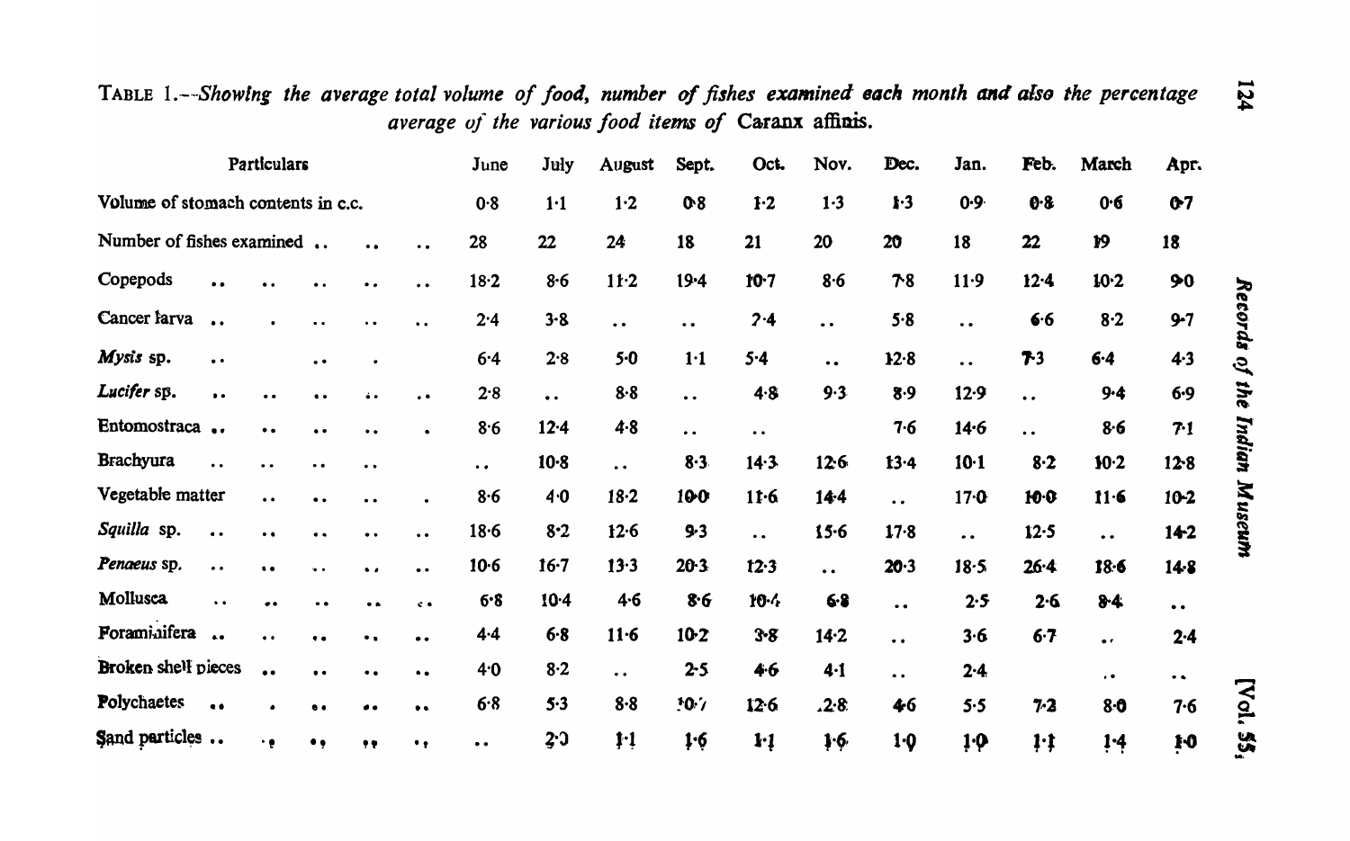TABLE 1.—*Showing the average total volume of food, number of fishes examined each month and also the percentage average of the various food items of* Caranx affinis.

| Particulars | June | July | August | Sept. | Oct. | Nov. | Dec. | Jan. | Feb. | March | Apr. |
|---|---|---|---|---|---|---|---|---|---|---|---|
| Volume of stomach contents in c.c. | 0·8 | 1·1 | 1·2 | 0·8 | 1·2 | 1·3 | 1·3 | 0·9 | 0·8 | 0·6 | 0·7 |
| Number of fishes examined .. | 28 | 22 | 24 | 18 | 21 | 20 | 20 | 18 | 22 | 19 | 18 |
| Copepods | 18·2 | 8·6 | 11·2 | 19·4 | 10·7 | 8·6 | 7·8 | 11·9 | 12·4 | 10·2 | 9·0 |
| Cancer larva | 2·4 | 3·8 | .. | .. | 2·4 | .. | 5·8 | .. | 6·6 | 8·2 | 9·7 |
| *Mysis* sp. | 6·4 | 2·8 | 5·0 | 1·1 | 5·4 | .. | 12·8 | .. | 7·3 | 6·4 | 4·3 |
| *Lucifer* sp. | 2·8 | .. | 8·8 | .. | 4·8 | 9·3 | 8·9 | 12·9 | .. | 9·4 | 6·9 |
| Entomostraca .. | 8·6 | 12·4 | 4·8 | .. | .. |  | 7·6 | 14·6 | .. | 8·6 | 7·1 |
| Brachyura | .. | 10·8 | .. | 8·3 | 14·3 | 12·6 | 13·4 | 10·1 | 8·2 | 10·2 | 12·8 |
| Vegetable matter | 8·6 | 4·0 | 18·2 | 10·0 | 11·6 | 14·4 | .. | 17·0 | 10·0 | 11·6 | 10·2 |
| *Squilla* sp. | 18·6 | 8·2 | 12·6 | 9·3 | .. | 15·6 | 17·8 | .. | 12·5 | .. | 14·2 |
| *Penaeus* sp. | 10·6 | 16·7 | 13·3 | 20·3 | 12·3 | .. | 20·3 | 18·5 | 26·4 | 18·6 | 14·8 |
| Mollusca | 6·8 | 10·4 | 4·6 | 8·6 | 10·4 | 6·8 | .. | 2·5 | 2·6 | 8·4 | .. |
| Foraminifera .. | 4·4 | 6·8 | 11·6 | 10·2 | 3·8 | 14·2 | .. | 3·6 | 6·7 | .. | 2·4 |
| Broken shell pieces | 4·0 | 8·2 | .. | 2·5 | 4·6 | 4·1 | .. | 2·4 |  | .. | .. |
| Polychaetes | 6·8 | 5·3 | 8·8 | 10·7 | 12·6 | 2·8 | 4·6 | 5·5 | 7·2 | 8·0 | 7·6 |
| Sand particles .. | .. | 2·0 | 1·1 | 1·6 | 1·1 | 1·6 | 1·0 | 1·0 | 1·1 | 1·4 | 1·0 |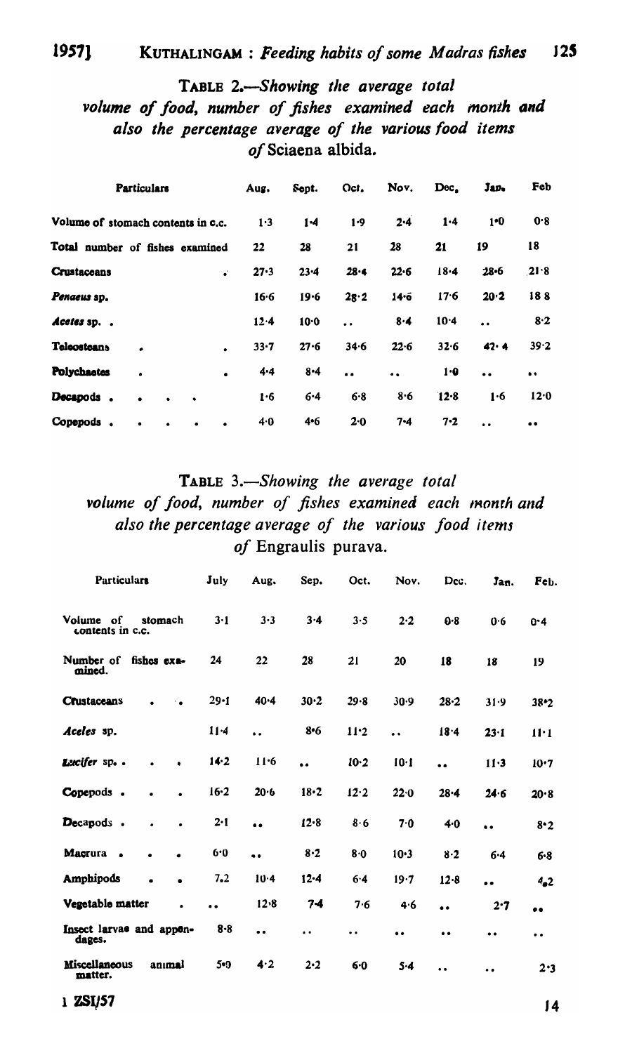TABLE 2.—*Showing the average total volume of food, number of fishes examined each month and also the percentage average of the various food items of* Sciaena albida.

| Particulars | Aug. | Sept. | Oct. | Nov. | Dec. | Jan. | Feb |
|---|---|---|---|---|---|---|---|
| Volume of stomach contents in c.c. | 1·3 | 1·4 | 1·9 | 2·4 | 1·4 | 1·0 | 0·8 |
| Total number of fishes examined | 22 | 28 | 21 | 28 | 21 | 19 | 18 |
| Crustaceans | 27·3 | 23·4 | 28·4 | 22·6 | 18·4 | 28·6 | 21·8 |
| *Penaeus* sp. | 16·6 | 19·6 | 28·2 | 14·6 | 17·6 | 20·2 | 18 8 |
| *Acetes* sp. | 12·4 | 10·0 | .. | 8·4 | 10·4 | .. | 8·2 |
| Teleosteans | 33·7 | 27·6 | 34·6 | 22·6 | 32·6 | 42·4 | 39·2 |
| Polychaetes | 4·4 | 8·4 | .. | .. | 1·0 | .. | .. |
| Decapods | 1·6 | 6·4 | 6·8 | 8·6 | 12·8 | 1·6 | 12·0 |
| Copepods | 4·0 | 4·6 | 2·0 | 7·4 | 7·2 | .. | .. |

TABLE 3.—*Showing the average total volume of food, number of fishes examined each month and also the percentage average of the various food items of* Engraulis purava.

| Particulars | July | Aug. | Sep. | Oct. | Nov. | Dec. | Jan. | Feb. |
|---|---|---|---|---|---|---|---|---|
| Volume of stomach contents in c.c. | 3·1 | 3·3 | 3·4 | 3·5 | 2·2 | 0·8 | 0·6 | 0·4 |
| Number of fishes examined. | 24 | 22 | 28 | 21 | 20 | 18 | 18 | 19 |
| Crustaceans | 29·1 | 40·4 | 30·2 | 29·8 | 30·9 | 28·2 | 31·9 | 38·2 |
| *Aceles* sp. | 11·4 | .. | 8·6 | 11·2 | .. | 18·4 | 23·1 | 11·1 |
| *Lucifer* sp. | 14·2 | 11·6 | .. | 10·2 | 10·1 | .. | 11·3 | 10·7 |
| Copepods | 16·2 | 20·6 | 18·2 | 12·2 | 22·0 | 28·4 | 24·6 | 20·8 |
| Decapods | 2·1 | .. | 12·8 | 8·6 | 7·0 | 4·0 | .. | 8·2 |
| Macrura | 6·0 | .. | 8·2 | 8·0 | 10·3 | 8·2 | 6·4 | 6·8 |
| Amphipods | 7.2 | 10·4 | 12·4 | 6·4 | 19·7 | 12·8 | .. | 4.2 |
| Vegetable matter | .. | 12·8 | 7·4 | 7·6 | 4·6 | .. | 2·7 | .. |
| Insect larvae and appendages. | 8·8 | .. | .. | .. | .. | .. | .. | .. |
| Miscellaneous animal matter. | 5·0 | 4·2 | 2·2 | 6·0 | 5·4 | .. | .. | 2·3 |

1 ZSI/57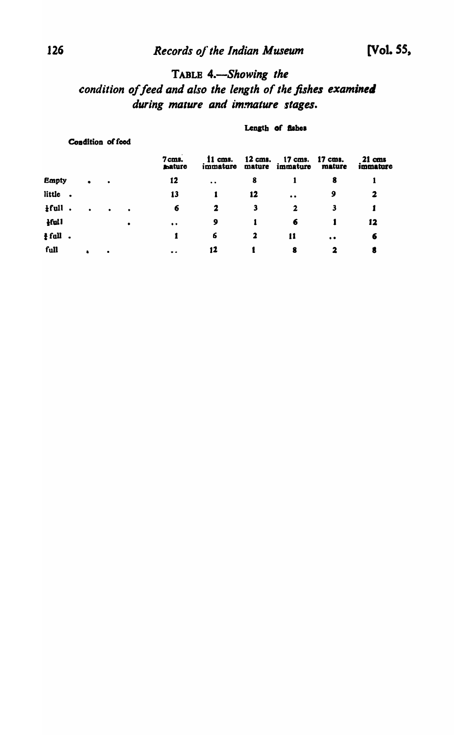TABLE 4.—*Showing the condition of feed and also the length of the fishes examined during mature and immature stages.*

| Condition of feed | Length of fishes | | | | | |
|---|---|---|---|---|---|---|
| | 7 cms. mature | 11 cms. immature | 12 cms. mature | 17 cms. immature | 17 cms. mature | 21 cms immature |
| Empty | 12 | .. | 8 | 1 | 8 | 1 |
| little | 13 | 1 | 12 | .. | 9 | 2 |
| ¼ full | 6 | 2 | 3 | 2 | 3 | 1 |
| ½ full | .. | 9 | 1 | 6 | 1 | 12 |
| ¾ full | 1 | 6 | 2 | 11 | .. | 6 |
| full | .. | 12 | 1 | 8 | 2 | 8 |